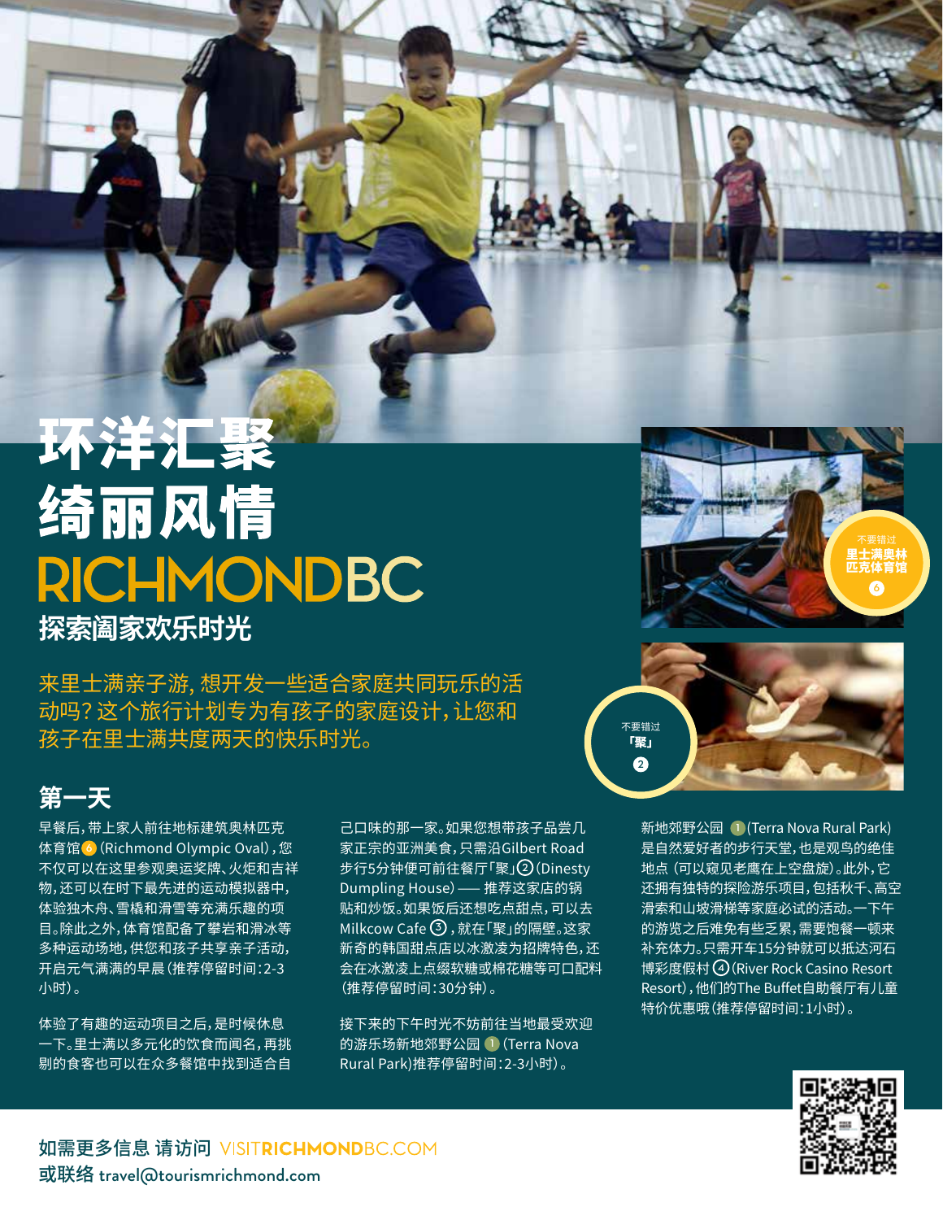# 环洋汇聚 绮丽风情

# RICHMONDBC

## 探索阖家欢乐时光

来里士满亲子游, 想开发一些适合家庭共同玩乐的活动吗? 这个旅行计划专为有孩子的家庭设计,让您和孩子在里士满共度两天的快乐时光。

不要错过 **里士满奥林匹克体育馆** 6

不要错过 **「聚」** 2

### 第一天

早餐后,带上家人前往地标建筑奥林匹克体育馆 6 (Richmond Olympic Oval),您不仅可以在这里参观奥运奖牌、火炬和吉祥物,还可以在时下最先进的运动模拟器中,体验独木舟、雪橇和滑雪等充满乐趣的项目。除此之外,体育馆配备了攀岩和滑冰等多种运动场地,供您和孩子共享亲子活动,开启元气满满的早晨(推荐停留时间:2-3小时)。

体验了有趣的运动项目之后,是时候休息一下。里士满以多元化的饮食而闻名,再挑剔的食客也可以在众多餐馆中找到适合自己口味的那一家。如果您想带孩子品尝几家正宗的亚洲美食,只需沿Gilbert Road步行5分钟便可前往餐厅「聚」② (Dinesty Dumpling House)—— 推荐这家店的锅贴和炒饭。如果饭后还想吃点甜点,可以去Milkcow Cafe ③,就在「聚」的隔壁。这家新奇的韩国甜点店以冰激凌为招牌特色,还会在冰激凌上点缀软糖或棉花糖等可口配料(推荐停留时间:30分钟)。

接下来的下午时光不妨前往当地最受欢迎的游乐场新地郊野公园 1 (Terra Nova Rural Park)推荐停留时间:2-3小时)。

新地郊野公园 1 (Terra Nova Rural Park)是自然爱好者的步行天堂,也是观鸟的绝佳地点(可以窥见老鹰在上空盘旋)。此外,它还拥有独特的探险游乐项目,包括秋千、高空滑索和山坡滑梯等家庭必试的活动。一下午的游览之后难免有些乏累,需要饱餐一顿来补充体力。只需开车15分钟就可以抵达河石博彩度假村 ④ (River Rock Casino Resort Resort),他们的The Buffet自助餐厅有儿童特价优惠哦(推荐停留时间:1小时)。

如需更多信息 请访问 VISITRICHMONDBC.COM
或联络 travel@tourismrichmond.com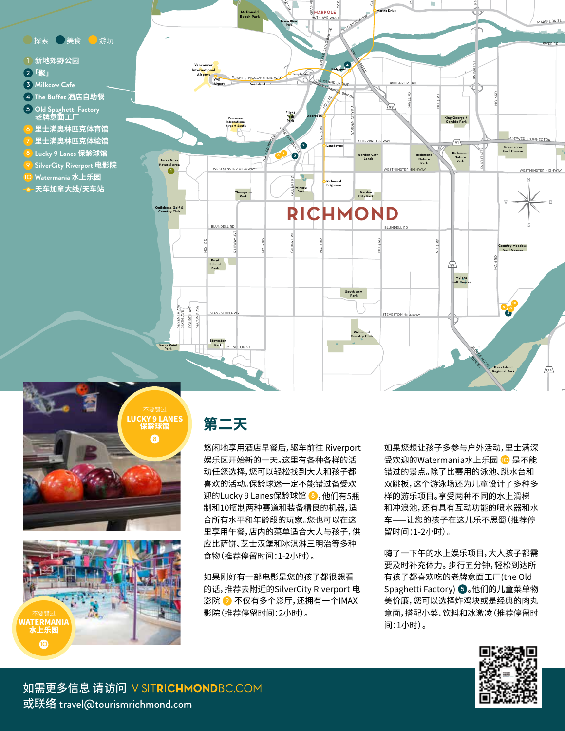探索 美食 游玩

1 新地郊野公园
2 「聚」
3 Milkcow Cafe
4 The Buffet 酒店自助餐
5 Old Spaghetti Factory 老牌意面工厂
6 里士满奥林匹克体育馆
7 里士满奥林匹克体验馆
8 Lucky 9 Lanes 保龄球馆
9 SilverCity Riverport 电影院
10 Watermania 水上乐园
天车加拿大线/天车站

RICHMOND

不要错过
LUCKY 9 LANES 保龄球馆
8

不要错过
WATERMANIA 水上乐园
10

## 第二天

悠闲地享用酒店早餐后，驱车前往 Riverport 娱乐区开始新的一天。这里有各种各样的活动任您选择，您可以轻松找到大人和孩子都喜欢的活动。保龄球迷一定不能错过备受欢迎的Lucky 9 Lanes保龄球馆 8，他们有5瓶制和10瓶制两种赛道和装备精良的机器，适合所有水平和年龄段的玩家。您也可以在这里享用午餐，店内的菜单适合大人与孩子，供应比萨饼、芝士汉堡和冰淇淋三明治等多种食物(推荐停留时间：1-2小时)。

如果刚好有一部电影是您的孩子都很想看的话，推荐去附近的SilverCity Riverport 电影院 9 不仅有多个影厅，还拥有一个IMAX影院(推荐停留时间：2小时)。

如果您想让孩子多参与户外活动，里士满深受欢迎的Watermania水上乐园 10 是不能错过的景点。除了比赛用的泳池、跳水台和双跳板，这个游泳场还为儿童设计了多种多样的游乐项目。享受两种不同的水上滑梯和冲浪池，还有具有互动功能的喷水器和水车——让您的孩子在这儿乐不思蜀(推荐停留时间：1-2小时)。

嗨了一下午的水上娱乐项目，大人孩子都需要及时补充体力。步行五分钟，轻松到达所有孩子都喜欢吃的老牌意面工厂(the Old Spaghetti Factory) 5。他们的儿童菜单物美价廉，您可以选择炸鸡块或是经典的肉丸意面，搭配小菜、饮料和冰激凌(推荐停留时间：1小时)。

如需更多信息 请访问 VISITRICHMONDBC.COM
或联络 travel@tourismrichmond.com